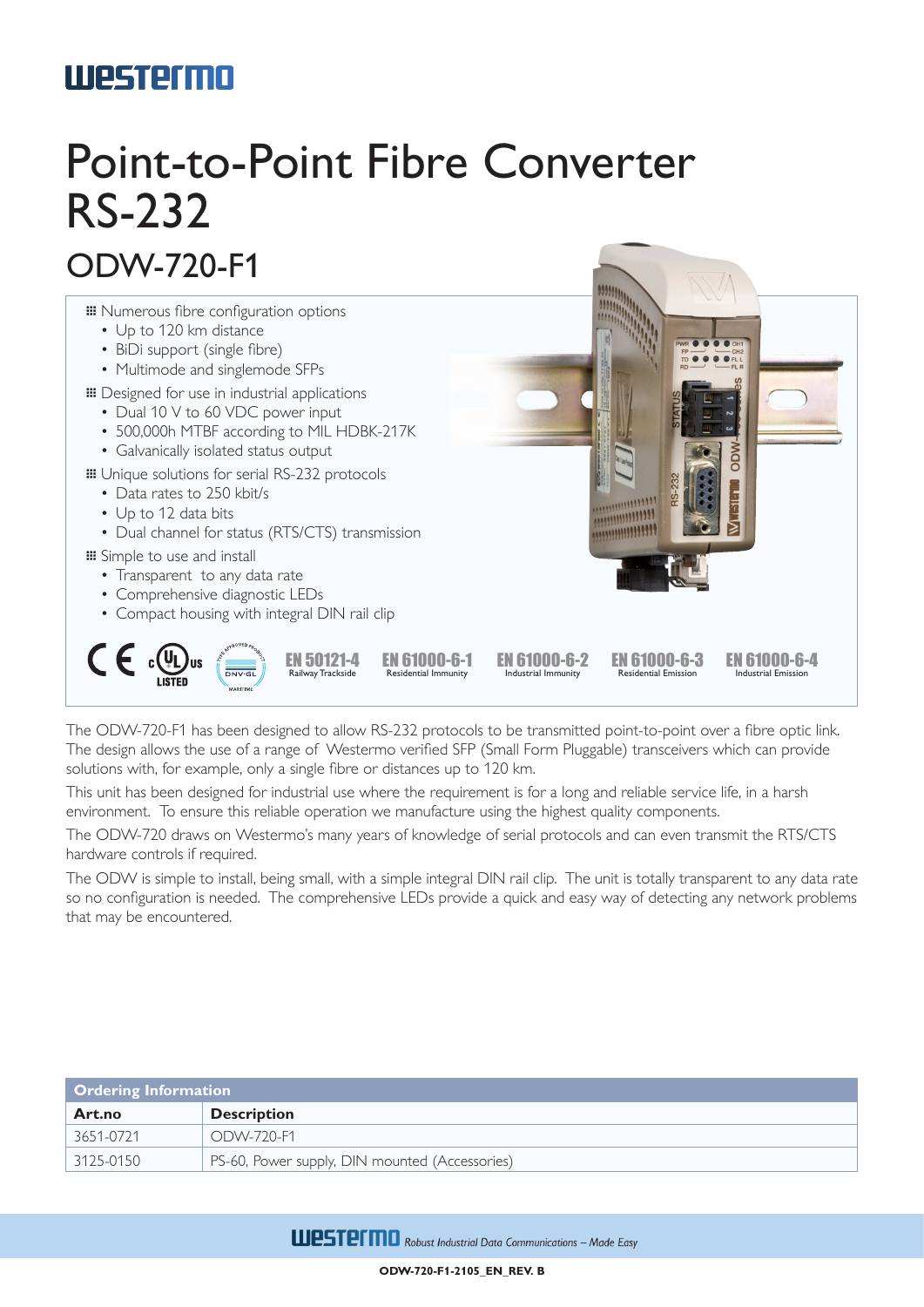westermo

# Point-to-Point Fibre Converter RS-232

## ODW-720-F1

- Numerous fibre configuration options
  - Up to 120 km distance
  - BiDi support (single fibre)
  - Multimode and singlemode SFPs
- Designed for use in industrial applications
  - Dual 10 V to 60 VDC power input
  - 500,000h MTBF according to MIL HDBK-217K
  - Galvanically isolated status output
- Unique solutions for serial RS-232 protocols
  - Data rates to 250 kbit/s
  - Up to 12 data bits
  - Dual channel for status (RTS/CTS) transmission
- Simple to use and install
  - Transparent to any data rate
  - Comprehensive diagnostic LEDs
  - Compact housing with integral DIN rail clip

CE · cULus LISTED · DNV-GL Type Approved Product Maritime · EN 50121-4 Railway Trackside · EN 61000-6-1 Residential Immunity · EN 61000-6-2 Industrial Immunity · EN 61000-6-3 Residential Emission · EN 61000-6-4 Industrial Emission

The ODW-720-F1 has been designed to allow RS-232 protocols to be transmitted point-to-point over a fibre optic link. The design allows the use of a range of Westermo verified SFP (Small Form Pluggable) transceivers which can provide solutions with, for example, only a single fibre or distances up to 120 km.

This unit has been designed for industrial use where the requirement is for a long and reliable service life, in a harsh environment. To ensure this reliable operation we manufacture using the highest quality components.

The ODW-720 draws on Westermo's many years of knowledge of serial protocols and can even transmit the RTS/CTS hardware controls if required.

The ODW is simple to install, being small, with a simple integral DIN rail clip. The unit is totally transparent to any data rate so no configuration is needed. The comprehensive LEDs provide a quick and easy way of detecting any network problems that may be encountered.

**Ordering Information**

| Art.no | Description |
|---|---|
| 3651-0721 | ODW-720-F1 |
| 3125-0150 | PS-60, Power supply, DIN mounted (Accessories) |

westermo *Robust Industrial Data Communications – Made Easy*

**ODW-720-F1-2105_EN_REV. B**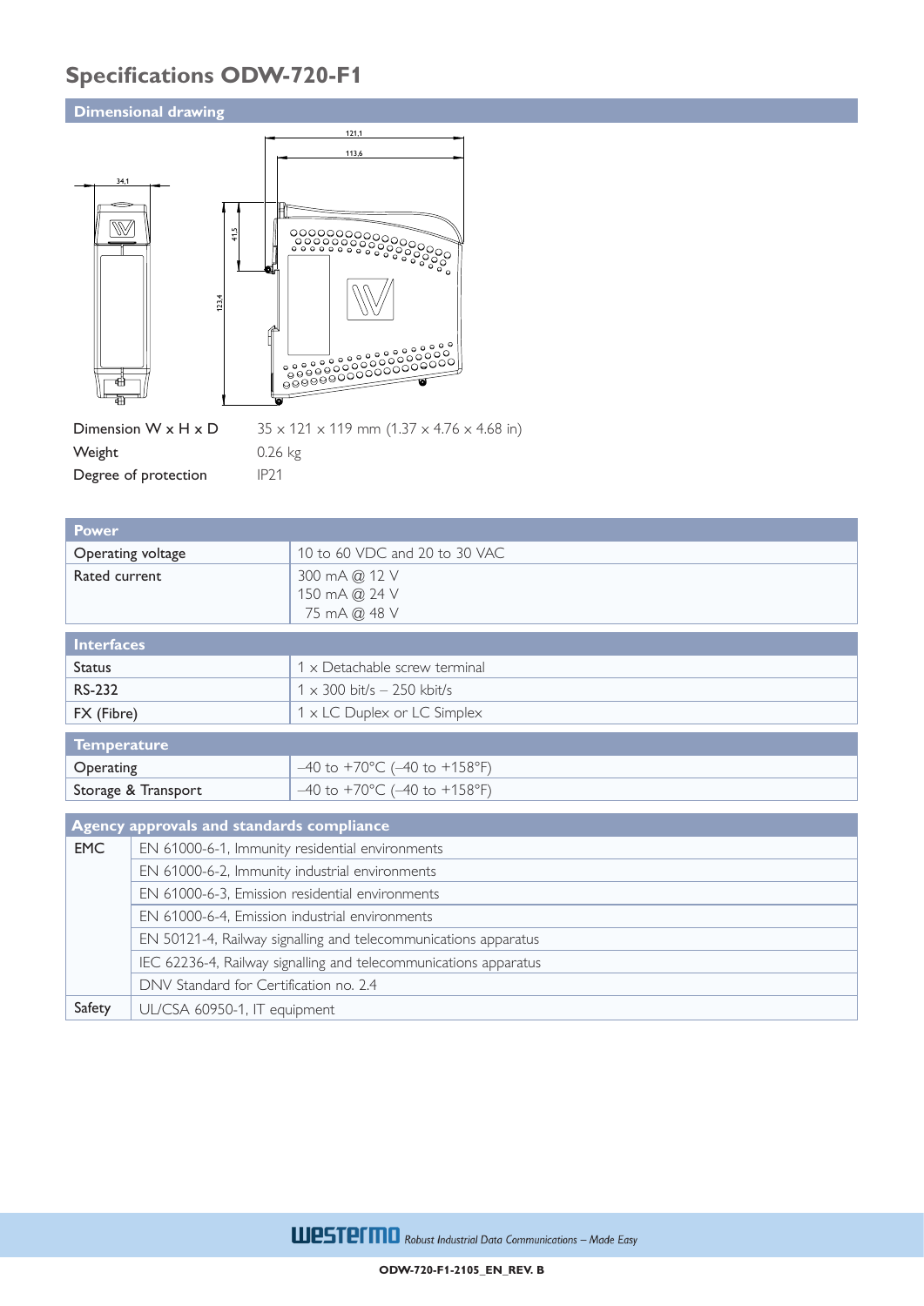# Specifications ODW-720-F1

## Dimensional drawing

34,1

121,1

113,6

41,5

123,4

| | |
|---|---|
| Dimension W x H x D | 35 x 121 x 119 mm (1.37 x 4.76 x 4.68 in) |
| Weight | 0.26 kg |
| Degree of protection | IP21 |

| Power | |
|---|---|
| Operating voltage | 10 to 60 VDC and 20 to 30 VAC |
| Rated current | 300 mA @ 12 V<br>150 mA @ 24 V<br>75 mA @ 48 V |

| Interfaces | |
|---|---|
| Status | 1 x Detachable screw terminal |
| RS-232 | 1 x 300 bit/s – 250 kbit/s |
| FX (Fibre) | 1 x LC Duplex or LC Simplex |

| Temperature | |
|---|---|
| Operating | –40 to +70°C (–40 to +158°F) |
| Storage & Transport | –40 to +70°C (–40 to +158°F) |

| Agency approvals and standards compliance | |
|---|---|
| EMC | EN 61000-6-1, Immunity residential environments |
| | EN 61000-6-2, Immunity industrial environments |
| | EN 61000-6-3, Emission residential environments |
| | EN 61000-6-4, Emission industrial environments |
| | EN 50121-4, Railway signalling and telecommunications apparatus |
| | IEC 62236-4, Railway signalling and telecommunications apparatus |
| | DNV Standard for Certification no. 2.4 |
| Safety | UL/CSA 60950-1, IT equipment |

westermo *Robust Industrial Data Communications – Made Easy*

ODW-720-F1-2105_EN_REV. B